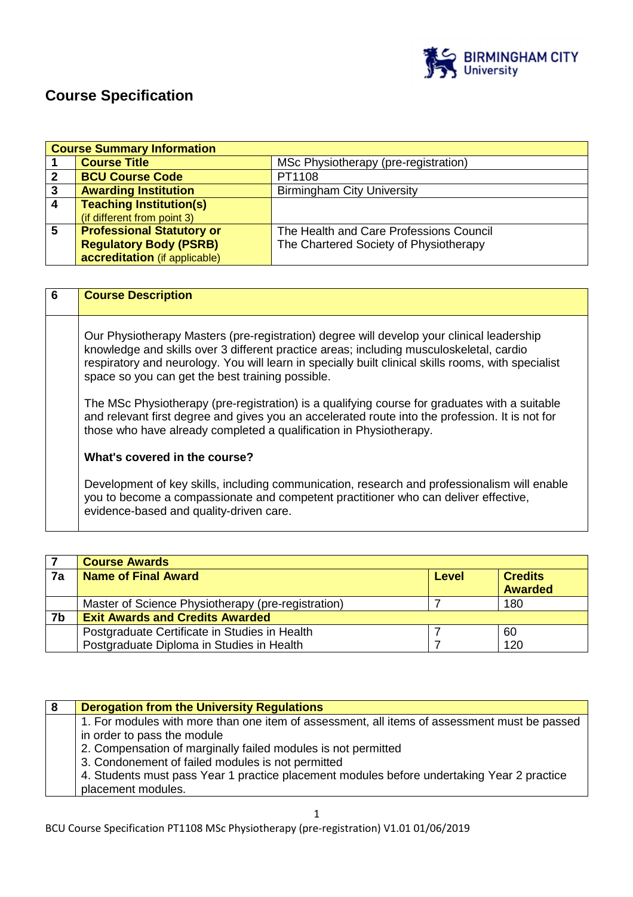# Course Specification

| Course Summary Information | | |
|---|---|---|
| 1 | **Course Title** | MSc Physiotherapy (pre-registration) |
| 2 | **BCU Course Code** | PT1108 |
| 3 | **Awarding Institution** | Birmingham City University |
| 4 | **Teaching Institution(s)** (if different from point 3) | |
| 5 | **Professional Statutory or Regulatory Body (PSRB) accreditation** (if applicable) | The Health and Care Professions Council<br>The Chartered Society of Physiotherapy |

| 6 | **Course Description** |
|---|---|
| | Our Physiotherapy Masters (pre-registration) degree will develop your clinical leadership knowledge and skills over 3 different practice areas; including musculoskeletal, cardio respiratory and neurology. You will learn in specially built clinical skills rooms, with specialist space so you can get the best training possible.<br><br>The MSc Physiotherapy (pre-registration) is a qualifying course for graduates with a suitable and relevant first degree and gives you an accelerated route into the profession. It is not for those who have already completed a qualification in Physiotherapy.<br><br>**What's covered in the course?**<br><br>Development of key skills, including communication, research and professionalism will enable you to become a compassionate and competent practitioner who can deliver effective, evidence-based and quality-driven care. |

| 7 | **Course Awards** | | |
|---|---|---|---|
| 7a | **Name of Final Award** | **Level** | **Credits Awarded** |
| | Master of Science Physiotherapy (pre-registration) | 7 | 180 |
| 7b | **Exit Awards and Credits Awarded** | | |
| | Postgraduate Certificate in Studies in Health | 7 | 60 |
| | Postgraduate Diploma in Studies in Health | 7 | 120 |

| 8 | **Derogation from the University Regulations** |
|---|---|
| | 1. For modules with more than one item of assessment, all items of assessment must be passed in order to pass the module<br>2. Compensation of marginally failed modules is not permitted<br>3. Condonement of failed modules is not permitted<br>4. Students must pass Year 1 practice placement modules before undertaking Year 2 practice placement modules. |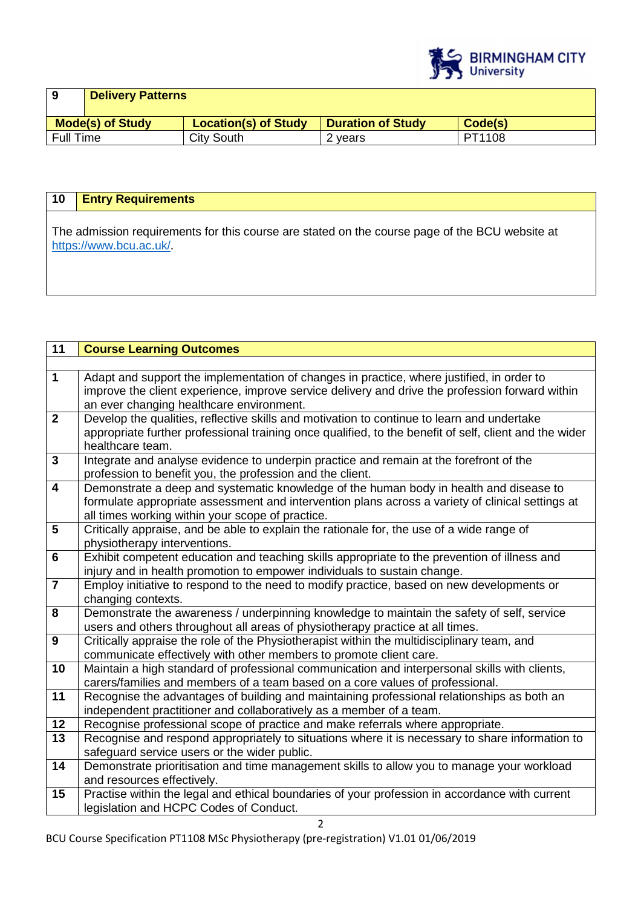| 9 | Delivery Patterns | | |
|---|---|---|---|
| **Mode(s) of Study** | **Location(s) of Study** | **Duration of Study** | **Code(s)** |
| Full Time | City South | 2 years | PT1108 |

| 10 | Entry Requirements |
|---|---|
| | The admission requirements for this course are stated on the course page of the BCU website at https://www.bcu.ac.uk/. |

| 11 | Course Learning Outcomes |
|---|---|
| | |
| 1 | Adapt and support the implementation of changes in practice, where justified, in order to improve the client experience, improve service delivery and drive the profession forward within an ever changing healthcare environment. |
| 2 | Develop the qualities, reflective skills and motivation to continue to learn and undertake appropriate further professional training once qualified, to the benefit of self, client and the wider healthcare team. |
| 3 | Integrate and analyse evidence to underpin practice and remain at the forefront of the profession to benefit you, the profession and the client. |
| 4 | Demonstrate a deep and systematic knowledge of the human body in health and disease to formulate appropriate assessment and intervention plans across a variety of clinical settings at all times working within your scope of practice. |
| 5 | Critically appraise, and be able to explain the rationale for, the use of a wide range of physiotherapy interventions. |
| 6 | Exhibit competent education and teaching skills appropriate to the prevention of illness and injury and in health promotion to empower individuals to sustain change. |
| 7 | Employ initiative to respond to the need to modify practice, based on new developments or changing contexts. |
| 8 | Demonstrate the awareness / underpinning knowledge to maintain the safety of self, service users and others throughout all areas of physiotherapy practice at all times. |
| 9 | Critically appraise the role of the Physiotherapist within the multidisciplinary team, and communicate effectively with other members to promote client care. |
| 10 | Maintain a high standard of professional communication and interpersonal skills with clients, carers/families and members of a team based on a core values of professional. |
| 11 | Recognise the advantages of building and maintaining professional relationships as both an independent practitioner and collaboratively as a member of a team. |
| 12 | Recognise professional scope of practice and make referrals where appropriate. |
| 13 | Recognise and respond appropriately to situations where it is necessary to share information to safeguard service users or the wider public. |
| 14 | Demonstrate prioritisation and time management skills to allow you to manage your workload and resources effectively. |
| 15 | Practise within the legal and ethical boundaries of your profession in accordance with current legislation and HCPC Codes of Conduct. |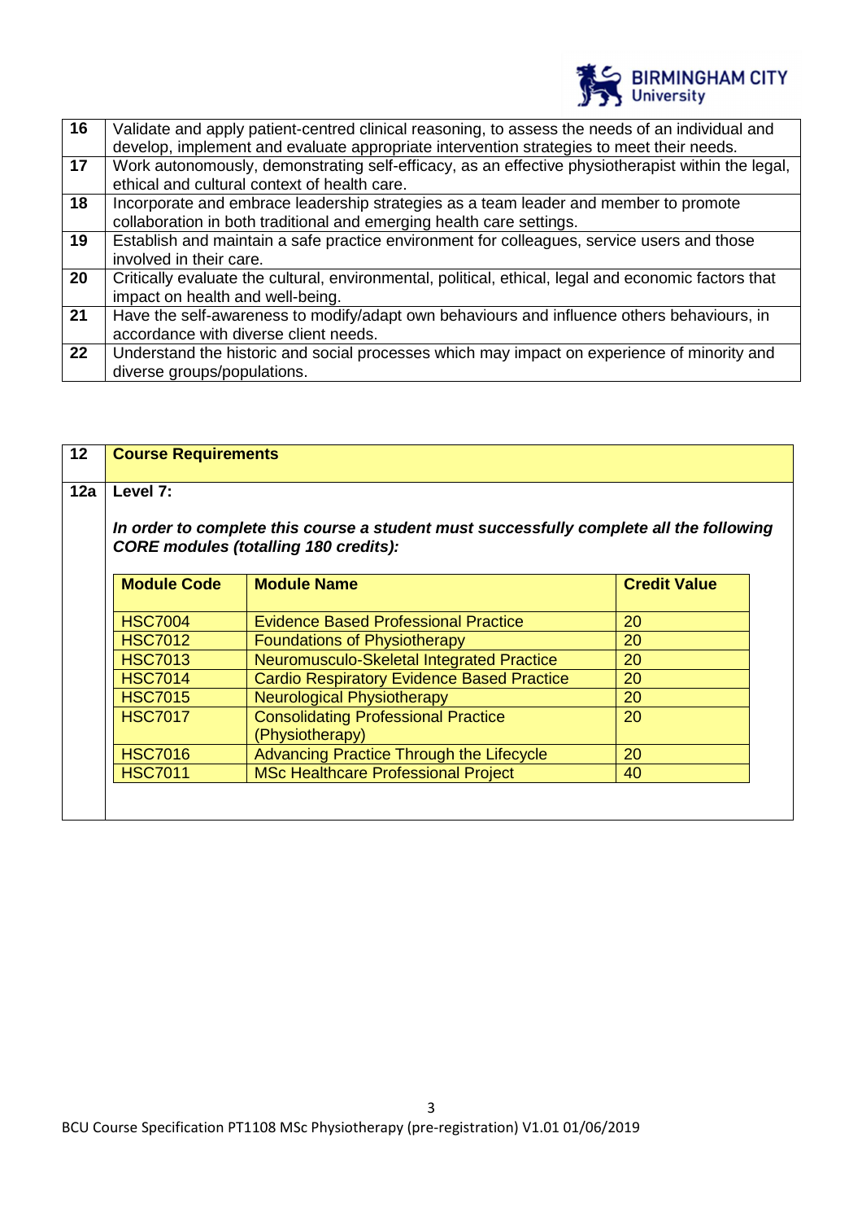| | |
|---|---|
| **16** | Validate and apply patient-centred clinical reasoning, to assess the needs of an individual and develop, implement and evaluate appropriate intervention strategies to meet their needs. |
| **17** | Work autonomously, demonstrating self-efficacy, as an effective physiotherapist within the legal, ethical and cultural context of health care. |
| **18** | Incorporate and embrace leadership strategies as a team leader and member to promote collaboration in both traditional and emerging health care settings. |
| **19** | Establish and maintain a safe practice environment for colleagues, service users and those involved in their care. |
| **20** | Critically evaluate the cultural, environmental, political, ethical, legal and economic factors that impact on health and well-being. |
| **21** | Have the self-awareness to modify/adapt own behaviours and influence others behaviours, in accordance with diverse client needs. |
| **22** | Understand the historic and social processes which may impact on experience of minority and diverse groups/populations. |

| **12** | **Course Requirements** |
|---|---|
| **12a** | **Level 7:** |

***In order to complete this course a student must successfully complete all the following CORE modules (totalling 180 credits):***

| **Module Code** | **Module Name** | **Credit Value** |
|---|---|---|
| HSC7004 | Evidence Based Professional Practice | 20 |
| HSC7012 | Foundations of Physiotherapy | 20 |
| HSC7013 | Neuromusculo-Skeletal Integrated Practice | 20 |
| HSC7014 | Cardio Respiratory Evidence Based Practice | 20 |
| HSC7015 | Neurological Physiotherapy | 20 |
| HSC7017 | Consolidating Professional Practice (Physiotherapy) | 20 |
| HSC7016 | Advancing Practice Through the Lifecycle | 20 |
| HSC7011 | MSc Healthcare Professional Project | 40 |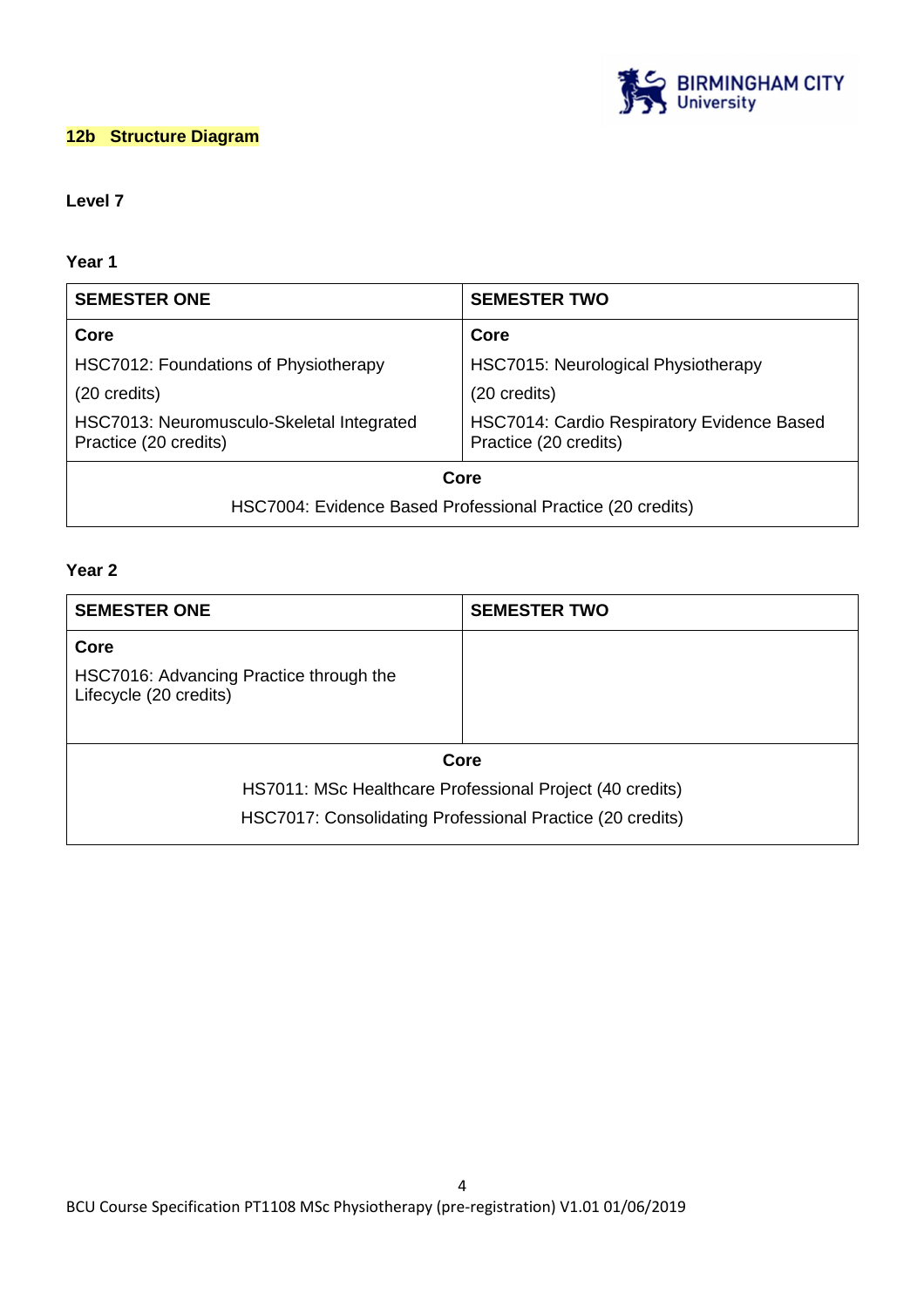## 12b Structure Diagram

**Level 7**

**Year 1**

| SEMESTER ONE | SEMESTER TWO |
|---|---|
| **Core**<br>HSC7012: Foundations of Physiotherapy<br>(20 credits)<br>HSC7013: Neuromusculo-Skeletal Integrated Practice (20 credits) | **Core**<br>HSC7015: Neurological Physiotherapy<br>(20 credits)<br>HSC7014: Cardio Respiratory Evidence Based Practice (20 credits) |
| **Core**<br>HSC7004: Evidence Based Professional Practice (20 credits) | |

**Year 2**

| SEMESTER ONE | SEMESTER TWO |
|---|---|
| **Core**<br>HSC7016: Advancing Practice through the Lifecycle (20 credits) | |
| **Core**<br>HS7011: MSc Healthcare Professional Project (40 credits)<br>HSC7017: Consolidating Professional Practice (20 credits) | |

BCU Course Specification PT1108 MSc Physiotherapy (pre-registration) V1.01 01/06/2019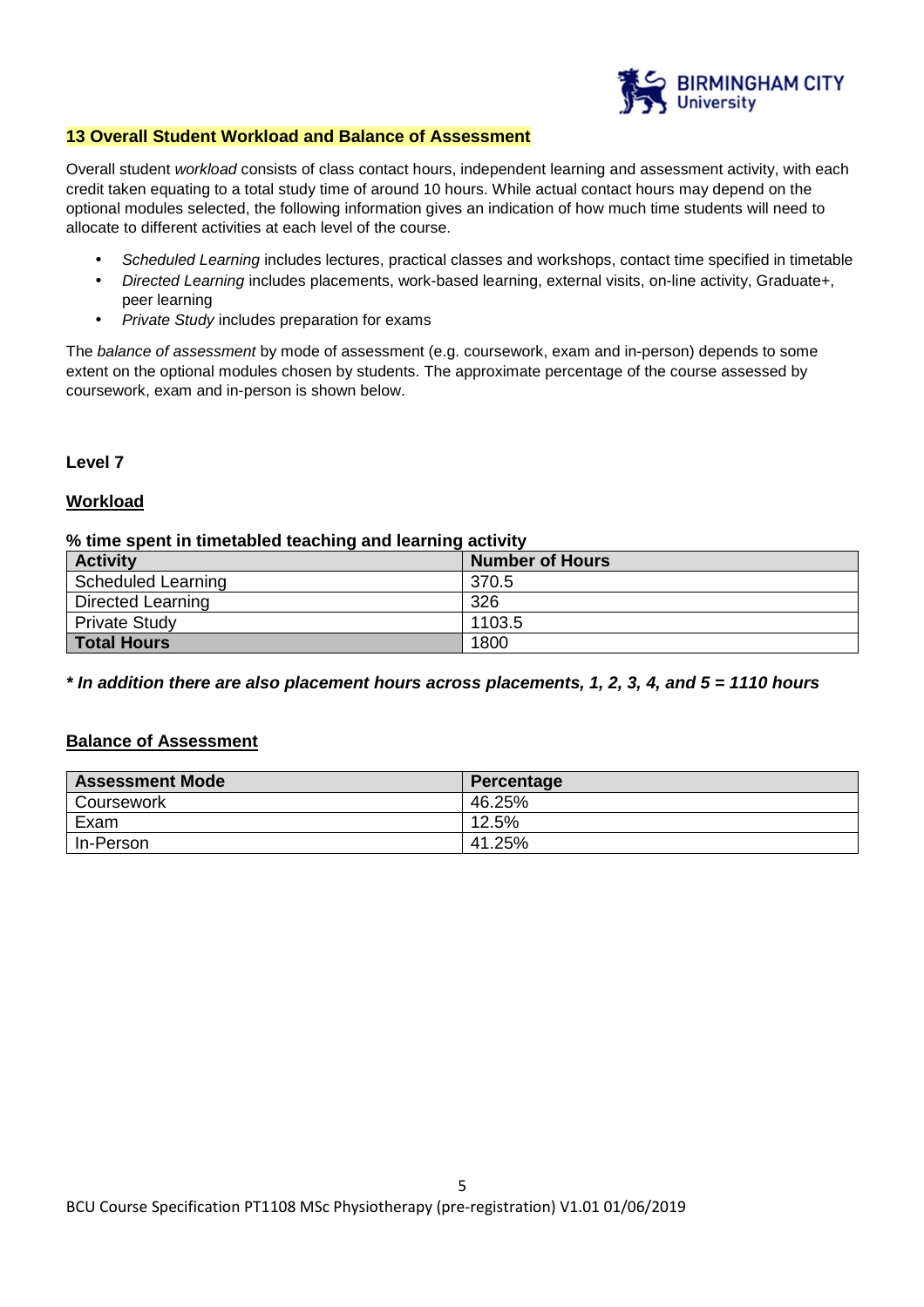## 13 Overall Student Workload and Balance of Assessment

Overall student *workload* consists of class contact hours, independent learning and assessment activity, with each credit taken equating to a total study time of around 10 hours. While actual contact hours may depend on the optional modules selected, the following information gives an indication of how much time students will need to allocate to different activities at each level of the course.

- *Scheduled Learning* includes lectures, practical classes and workshops, contact time specified in timetable
- *Directed Learning* includes placements, work-based learning, external visits, on-line activity, Graduate+, peer learning
- *Private Study* includes preparation for exams

The *balance of assessment* by mode of assessment (e.g. coursework, exam and in-person) depends to some extent on the optional modules chosen by students. The approximate percentage of the course assessed by coursework, exam and in-person is shown below.

### Level 7

#### Workload

**% time spent in timetabled teaching and learning activity**

| Activity | Number of Hours |
| --- | --- |
| Scheduled Learning | 370.5 |
| Directed Learning | 326 |
| Private Study | 1103.5 |
| **Total Hours** | 1800 |

***\* In addition there are also placement hours across placements, 1, 2, 3, 4, and 5 = 1110 hours***

#### Balance of Assessment

| Assessment Mode | Percentage |
| --- | --- |
| Coursework | 46.25% |
| Exam | 12.5% |
| In-Person | 41.25% |